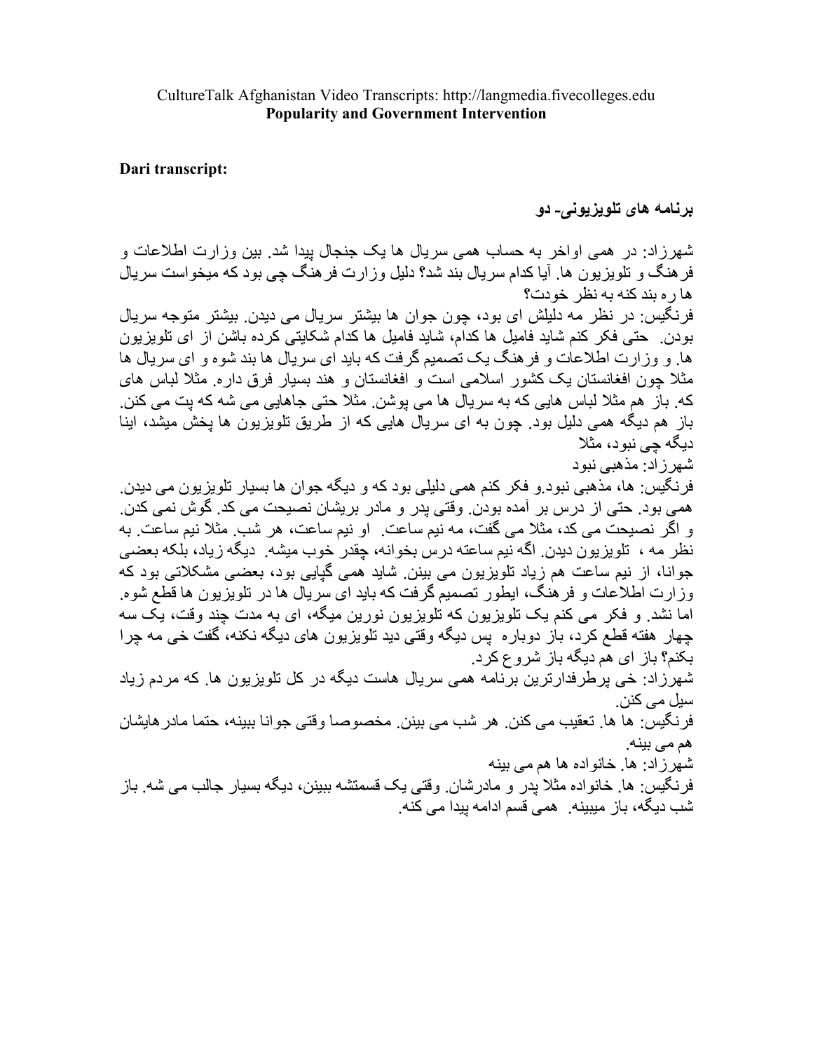CultureTalk Afghanistan Video Transcripts: http://langmedia.fivecolleges.edu
**Popularity and Government Intervention**

**Dari transcript:**

**برنامه های تلویزیونی- دو**

شهرزاد: در همی اواخر به حساب همی سریال ها یک جنجال پیدا شد. بین وزارت اطلاعات و فرهنگ و تلویزیون ها. آیا کدام سریال بند شد؟ دلیل وزارت فرهنگ چی بود که میخواست سریال ها ره بند کنه به نظر خودت؟

فرنگیس: در نظر مه دلیلش ای بود، چون جوان ها بیشتر سریال می دیدن. بیشتر متوجه سریال بودن. حتی فکر کنم شاید فامیل ها کدام، شاید فامیل ها کدام شکایتی کرده باشن از ای تلویزیون ها. و وزارت اطلاعات و فرهنگ یک تصمیم گرفت که باید ای سریال ها بند شوه و ای سریال ها مثلا چون افغانستان یک کشور اسلامی است و افغانستان و هند بسیار فرق داره. مثلا لباس های که. باز هم مثلا لباس هایی که به سریال ها می پوشن. مثلا حتی جاهایی می شه که پت می کنن. باز هم دیگه همی دلیل بود. چون به ای سریال هایی که از طریق تلویزیون ها پخش میشد، اینا دیگه چی نبود، مثلا

شهرزاد: مذهبی نبود

فرنگیس: ها، مذهبی نبود.و فکر کنم همی دلیلی بود که و دیگه جوان ها بسیار تلویزیون می دیدن. همی بود. حتی از درس بر آمده بودن. وقتی پدر و مادر بریشان نصیحت می کد. گوش نمی کدن. و اگر نصیحت می کد، مثلا می گفت، مه نیم ساعت، او نیم ساعت، هر شب. مثلا نیم ساعت. به نظر مه ، تلویزیون دیدن. اگه نیم ساعته درس بخوانه، چقدر خوب میشه. دیگه زیاد، بلکه بعضی جوانا، از نیم ساعت هم زیاد تلویزیون می بینن. شاید همی گپایی بود، بعضی مشکلاتی بود که وزارت اطلاعات و فرهنگ، ایطور تصمیم گرفت که باید ای سریال ها در تلویزیون ها قطع شوه. اما نشد. و فکر می کنم یک تلویزیون که تلویزیون نورین میگه، ای به مدت چند وقت، یک سه چهار هفته قطع کرد، باز دوباره پس دیگه وقتی دید تلویزیون های دیگه نکنه، گفت خی مه چرا بکنم؟ باز ای هم دیگه باز شروع کرد.

شهرزاد: خی پرطرفدارترین برنامه همی سریال هاست دیگه در کل تلویزیون ها. که مردم زیاد سیل می کنن.

فرنگیس: ها ها. تعقیب می کنن. هر شب می بینن. مخصوصا وقتی جوانا ببینه، حتما مادرهایشان هم می بینه.

شهرزاد: ها. خانواده ها هم می بینه

فرنگیس: ها. خانواده مثلا پدر و مادرشان. وقتی یک قسمتشه ببینن، دیگه بسیار جالب می شه. باز شب دیگه، باز میبینه. همی قسم ادامه پیدا می کنه.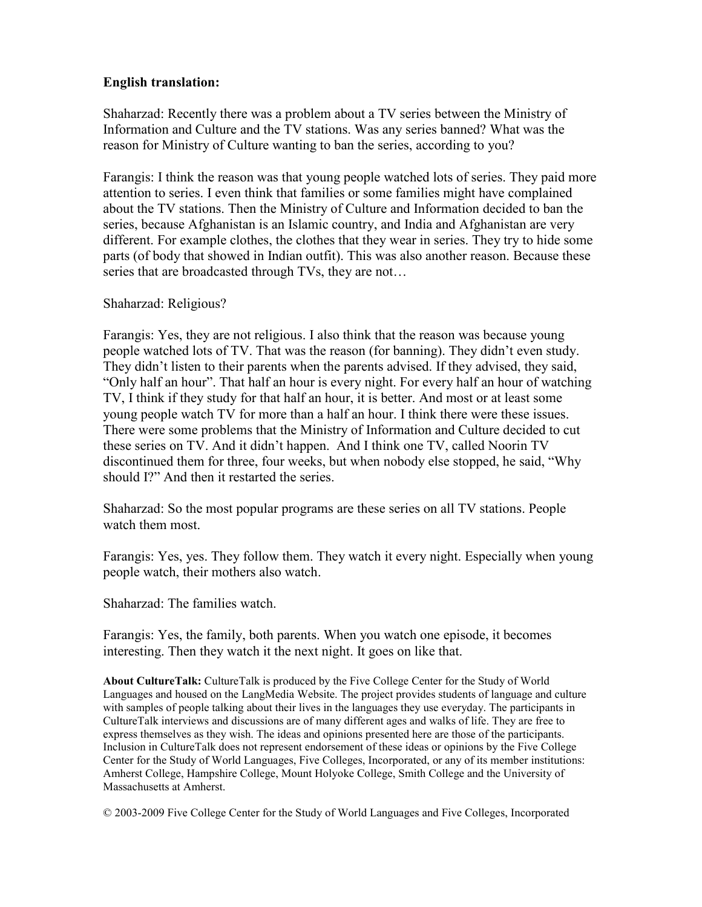**English translation:**

Shaharzad: Recently there was a problem about a TV series between the Ministry of Information and Culture and the TV stations. Was any series banned? What was the reason for Ministry of Culture wanting to ban the series, according to you?

Farangis: I think the reason was that young people watched lots of series. They paid more attention to series. I even think that families or some families might have complained about the TV stations. Then the Ministry of Culture and Information decided to ban the series, because Afghanistan is an Islamic country, and India and Afghanistan are very different. For example clothes, the clothes that they wear in series. They try to hide some parts (of body that showed in Indian outfit). This was also another reason. Because these series that are broadcasted through TVs, they are not…

Shaharzad: Religious?

Farangis: Yes, they are not religious. I also think that the reason was because young people watched lots of TV. That was the reason (for banning). They didn't even study. They didn't listen to their parents when the parents advised. If they advised, they said, "Only half an hour". That half an hour is every night. For every half an hour of watching TV, I think if they study for that half an hour, it is better. And most or at least some young people watch TV for more than a half an hour. I think there were these issues. There were some problems that the Ministry of Information and Culture decided to cut these series on TV. And it didn't happen. And I think one TV, called Noorin TV discontinued them for three, four weeks, but when nobody else stopped, he said, "Why should I?" And then it restarted the series.

Shaharzad: So the most popular programs are these series on all TV stations. People watch them most.

Farangis: Yes, yes. They follow them. They watch it every night. Especially when young people watch, their mothers also watch.

Shaharzad: The families watch.

Farangis: Yes, the family, both parents. When you watch one episode, it becomes interesting. Then they watch it the next night. It goes on like that.

**About CultureTalk:** CultureTalk is produced by the Five College Center for the Study of World Languages and housed on the LangMedia Website. The project provides students of language and culture with samples of people talking about their lives in the languages they use everyday. The participants in CultureTalk interviews and discussions are of many different ages and walks of life. They are free to express themselves as they wish. The ideas and opinions presented here are those of the participants. Inclusion in CultureTalk does not represent endorsement of these ideas or opinions by the Five College Center for the Study of World Languages, Five Colleges, Incorporated, or any of its member institutions: Amherst College, Hampshire College, Mount Holyoke College, Smith College and the University of Massachusetts at Amherst.

© 2003-2009 Five College Center for the Study of World Languages and Five Colleges, Incorporated